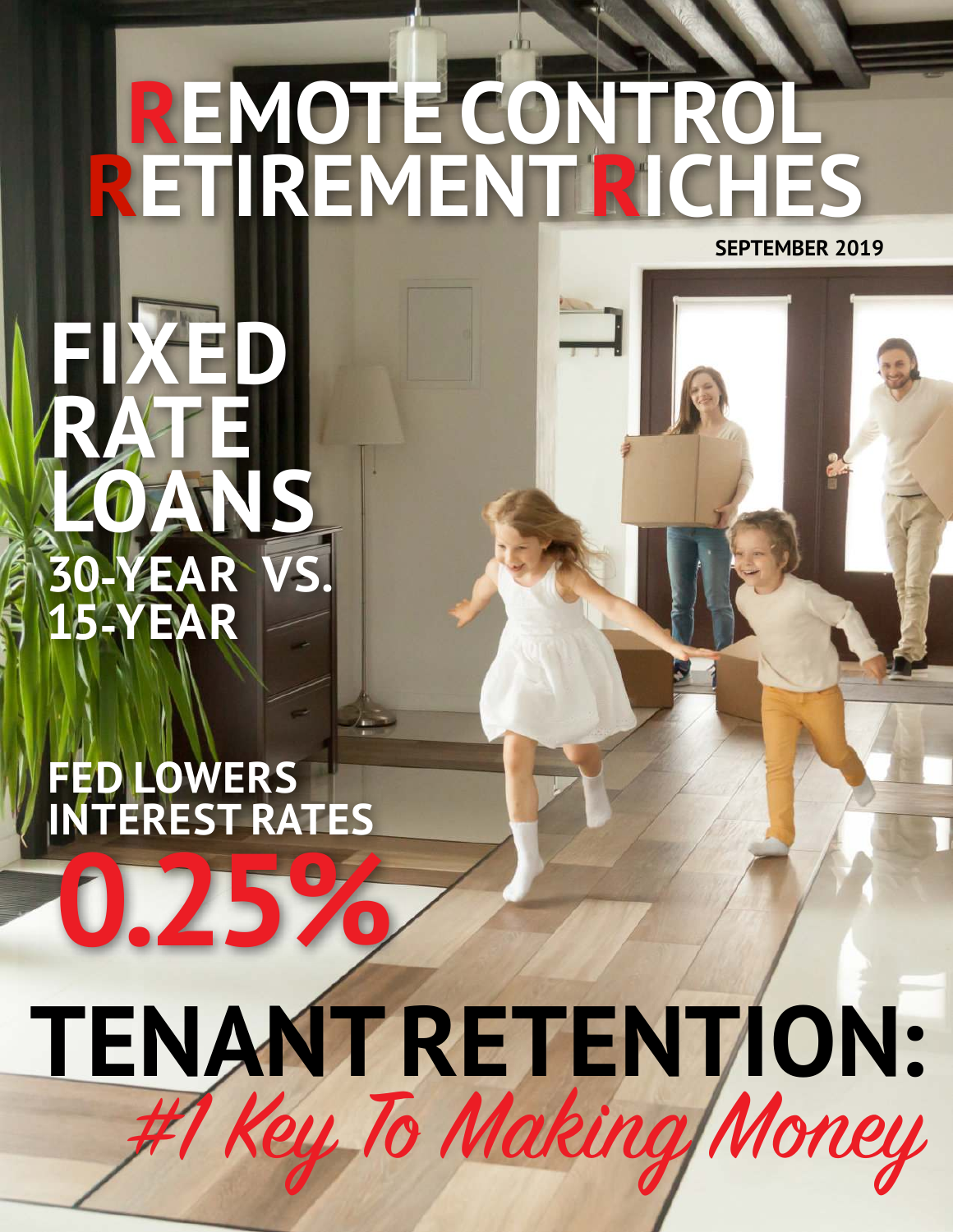# REMOTE CONTROL RETIREMENT RICHES

SEPTEMBER 2019

## FIXED RATE LOANS

### 30-YEAR VS. 15-YEAR

## FED LOWERS INTEREST RATES

## 0.25%

# TENANT RETENTION:

*#1 Key To Making Money*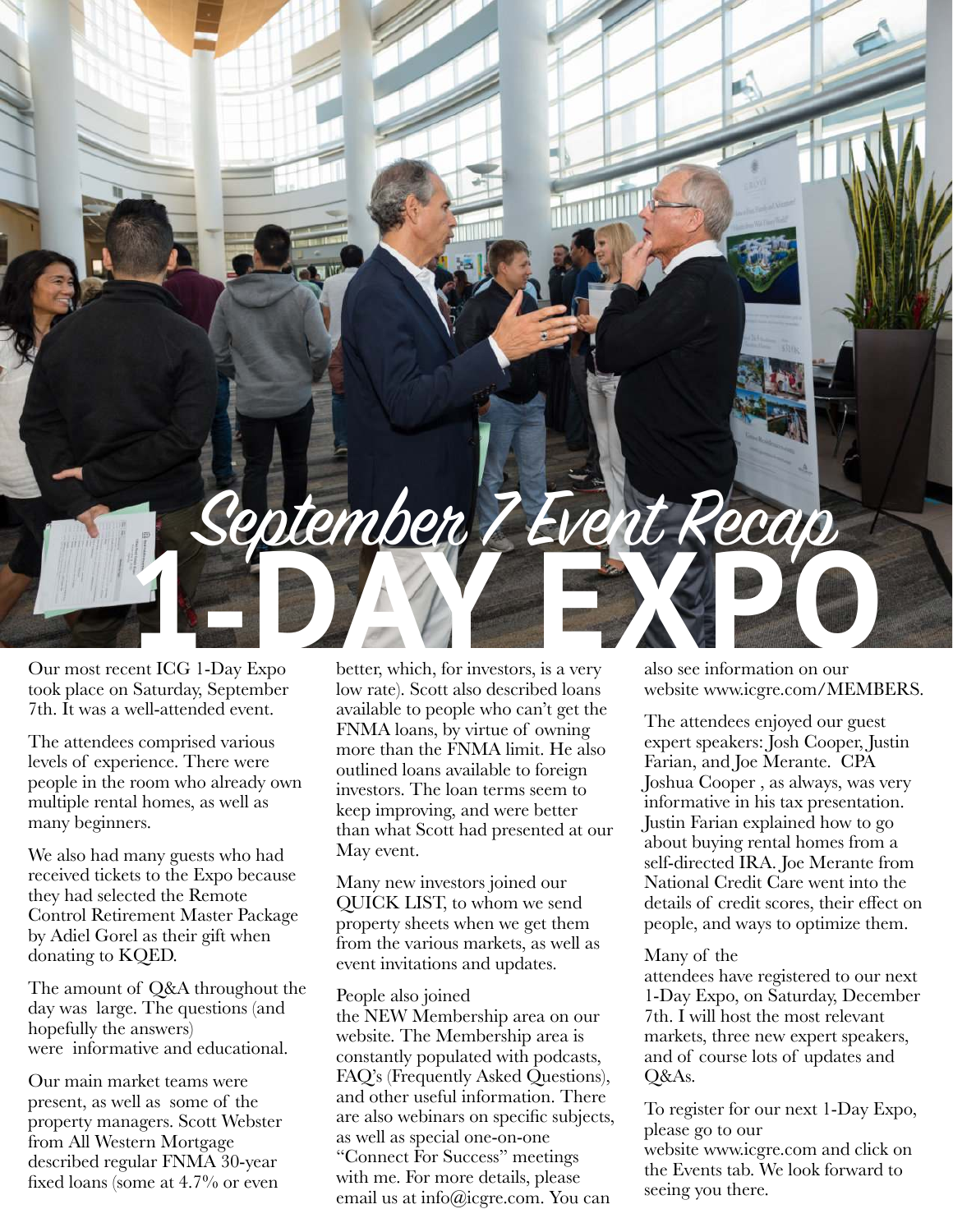# September 7 Event Recap

# 1-DAY EXPO

Our most recent ICG 1-Day Expo took place on Saturday, September 7th. It was a well-attended event.

The attendees comprised various levels of experience. There were people in the room who already own multiple rental homes, as well as many beginners.

We also had many guests who had received tickets to the Expo because they had selected the Remote Control Retirement Master Package by Adiel Gorel as their gift when donating to KQED.

The amount of Q&A throughout the day was large. The questions (and hopefully the answers) were informative and educational.

Our main market teams were present, as well as some of the property managers. Scott Webster from All Western Mortgage described regular FNMA 30-year fixed loans (some at 4.7% or even better, which, for investors, is a very low rate). Scott also described loans available to people who can't get the FNMA loans, by virtue of owning more than the FNMA limit. He also outlined loans available to foreign investors. The loan terms seem to keep improving, and were better than what Scott had presented at our May event.

Many new investors joined our QUICK LIST, to whom we send property sheets when we get them from the various markets, as well as event invitations and updates.

People also joined the NEW Membership area on our website. The Membership area is constantly populated with podcasts, FAQ's (Frequently Asked Questions), and other useful information. There are also webinars on specific subjects, as well as special one-on-one "Connect For Success" meetings with me. For more details, please email us at info@icgre.com. You can also see information on our website www.icgre.com/MEMBERS.

The attendees enjoyed our guest expert speakers: Josh Cooper, Justin Farian, and Joe Merante. CPA Joshua Cooper , as always, was very informative in his tax presentation. Justin Farian explained how to go about buying rental homes from a self-directed IRA. Joe Merante from National Credit Care went into the details of credit scores, their effect on people, and ways to optimize them.

Many of the attendees have registered to our next 1-Day Expo, on Saturday, December 7th. I will host the most relevant markets, three new expert speakers, and of course lots of updates and Q&As.

To register for our next 1-Day Expo, please go to our website www.icgre.com and click on the Events tab. We look forward to seeing you there.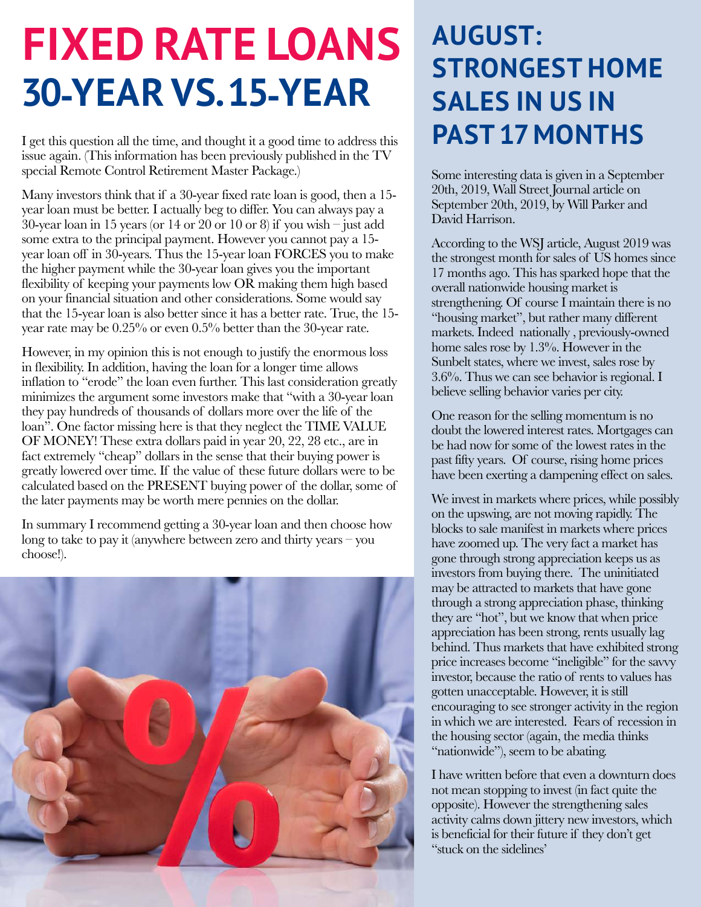# FIXED RATE LOANS 30-YEAR VS. 15-YEAR

I get this question all the time, and thought it a good time to address this issue again. (This information has been previously published in the TV special Remote Control Retirement Master Package.)

Many investors think that if a 30-year fixed rate loan is good, then a 15-year loan must be better. I actually beg to differ. You can always pay a 30-year loan in 15 years (or 14 or 20 or 10 or 8) if you wish – just add some extra to the principal payment. However you cannot pay a 15-year loan off in 30-years. Thus the 15-year loan FORCES you to make the higher payment while the 30-year loan gives you the important flexibility of keeping your payments low OR making them high based on your financial situation and other considerations. Some would say that the 15-year loan is also better since it has a better rate. True, the 15-year rate may be 0.25% or even 0.5% better than the 30-year rate.

However, in my opinion this is not enough to justify the enormous loss in flexibility. In addition, having the loan for a longer time allows inflation to "erode" the loan even further. This last consideration greatly minimizes the argument some investors make that "with a 30-year loan they pay hundreds of thousands of dollars more over the life of the loan". One factor missing here is that they neglect the TIME VALUE OF MONEY! These extra dollars paid in year 20, 22, 28 etc., are in fact extremely "cheap" dollars in the sense that their buying power is greatly lowered over time. If the value of these future dollars were to be calculated based on the PRESENT buying power of the dollar, some of the later payments may be worth mere pennies on the dollar.

In summary I recommend getting a 30-year loan and then choose how long to take to pay it (anywhere between zero and thirty years – you choose!).

# AUGUST: STRONGEST HOME SALES IN US IN PAST 17 MONTHS

Some interesting data is given in a September 20th, 2019, Wall Street Journal article on September 20th, 2019, by Will Parker and David Harrison.

According to the WSJ article, August 2019 was the strongest month for sales of US homes since 17 months ago. This has sparked hope that the overall nationwide housing market is strengthening. Of course I maintain there is no "housing market", but rather many different markets. Indeed nationally , previously-owned home sales rose by 1.3%. However in the Sunbelt states, where we invest, sales rose by 3.6%. Thus we can see behavior is regional. I believe selling behavior varies per city.

One reason for the selling momentum is no doubt the lowered interest rates. Mortgages can be had now for some of the lowest rates in the past fifty years. Of course, rising home prices have been exerting a dampening effect on sales.

We invest in markets where prices, while possibly on the upswing, are not moving rapidly. The blocks to sale manifest in markets where prices have zoomed up. The very fact a market has gone through strong appreciation keeps us as investors from buying there. The uninitiated may be attracted to markets that have gone through a strong appreciation phase, thinking they are "hot", but we know that when price appreciation has been strong, rents usually lag behind. Thus markets that have exhibited strong price increases become "ineligible" for the savvy investor, because the ratio of rents to values has gotten unacceptable. However, it is still encouraging to see stronger activity in the region in which we are interested. Fears of recession in the housing sector (again, the media thinks "nationwide"), seem to be abating.

I have written before that even a downturn does not mean stopping to invest (in fact quite the opposite). However the strengthening sales activity calms down jittery new investors, which is beneficial for their future if they don't get "stuck on the sidelines'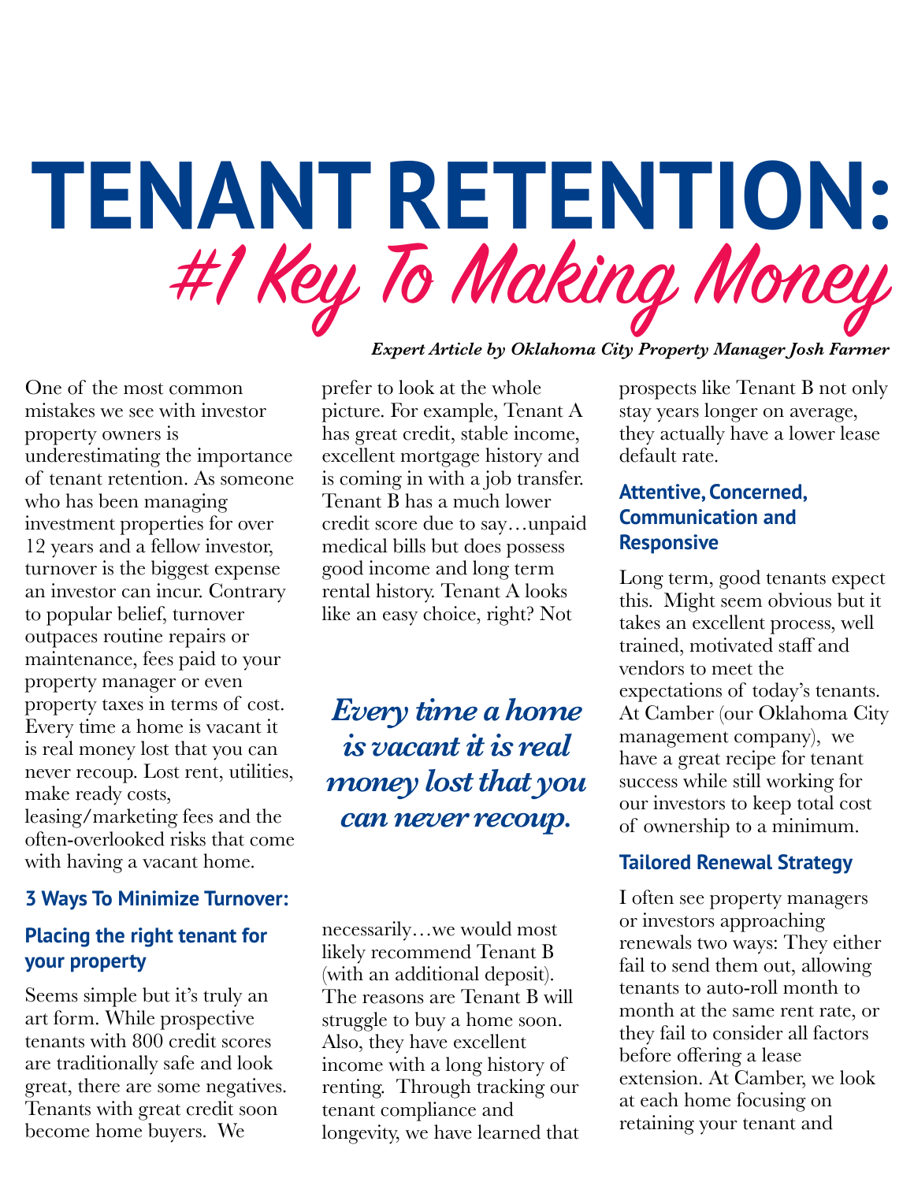# TENANT RETENTION:
## #1 Key To Making Money

***Expert Article by Oklahoma City Property Manager Josh Farmer***

One of the most common mistakes we see with investor property owners is underestimating the importance of tenant retention. As someone who has been managing investment properties for over 12 years and a fellow investor, turnover is the biggest expense an investor can incur. Contrary to popular belief, turnover outpaces routine repairs or maintenance, fees paid to your property manager or even property taxes in terms of cost. Every time a home is vacant it is real money lost that you can never recoup. Lost rent, utilities, make ready costs, leasing/marketing fees and the often-overlooked risks that come with having a vacant home.

### 3 Ways To Minimize Turnover:

### Placing the right tenant for your property

Seems simple but it's truly an art form. While prospective tenants with 800 credit scores are traditionally safe and look great, there are some negatives. Tenants with great credit soon become home buyers. We prefer to look at the whole picture. For example, Tenant A has great credit, stable income, excellent mortgage history and is coming in with a job transfer. Tenant B has a much lower credit score due to say…unpaid medical bills but does possess good income and long term rental history. Tenant A looks like an easy choice, right? Not necessarily…we would most likely recommend Tenant B (with an additional deposit). The reasons are Tenant B will struggle to buy a home soon. Also, they have excellent income with a long history of renting. Through tracking our tenant compliance and longevity, we have learned that prospects like Tenant B not only stay years longer on average, they actually have a lower lease default rate.

> ***Every time a home is vacant it is real money lost that you can never recoup.***

### Attentive, Concerned, Communication and Responsive

Long term, good tenants expect this. Might seem obvious but it takes an excellent process, well trained, motivated staff and vendors to meet the expectations of today's tenants. At Camber (our Oklahoma City management company), we have a great recipe for tenant success while still working for our investors to keep total cost of ownership to a minimum.

### Tailored Renewal Strategy

I often see property managers or investors approaching renewals two ways: They either fail to send them out, allowing tenants to auto-roll month to month at the same rent rate, or they fail to consider all factors before offering a lease extension. At Camber, we look at each home focusing on retaining your tenant and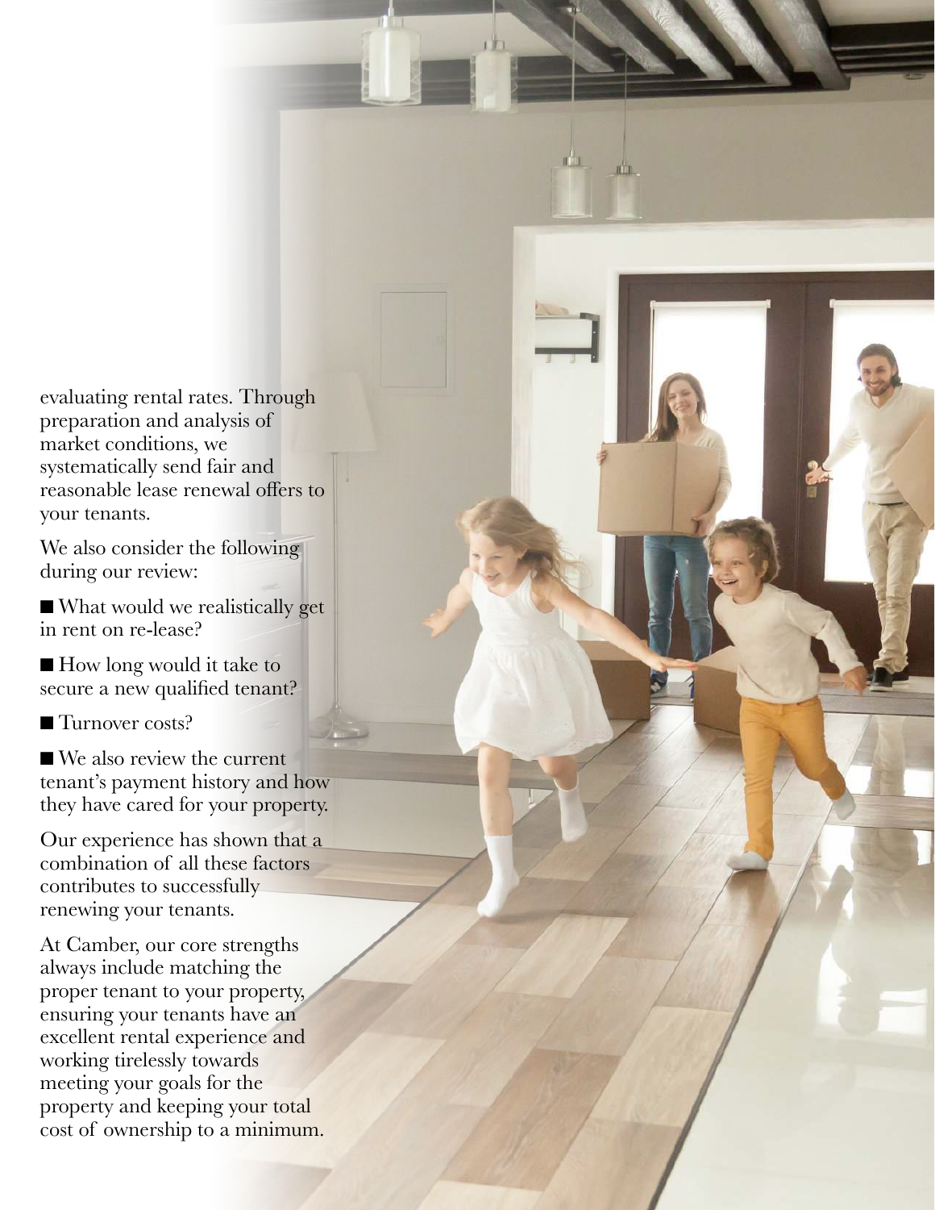evaluating rental rates. Through preparation and analysis of market conditions, we systematically send fair and reasonable lease renewal offers to your tenants.

We also consider the following during our review:

- What would we realistically get in rent on re-lease?
- How long would it take to secure a new qualified tenant?
- Turnover costs?
- We also review the current tenant's payment history and how they have cared for your property.

Our experience has shown that a combination of all these factors contributes to successfully renewing your tenants.

At Camber, our core strengths always include matching the proper tenant to your property, ensuring your tenants have an excellent rental experience and working tirelessly towards meeting your goals for the property and keeping your total cost of ownership to a minimum.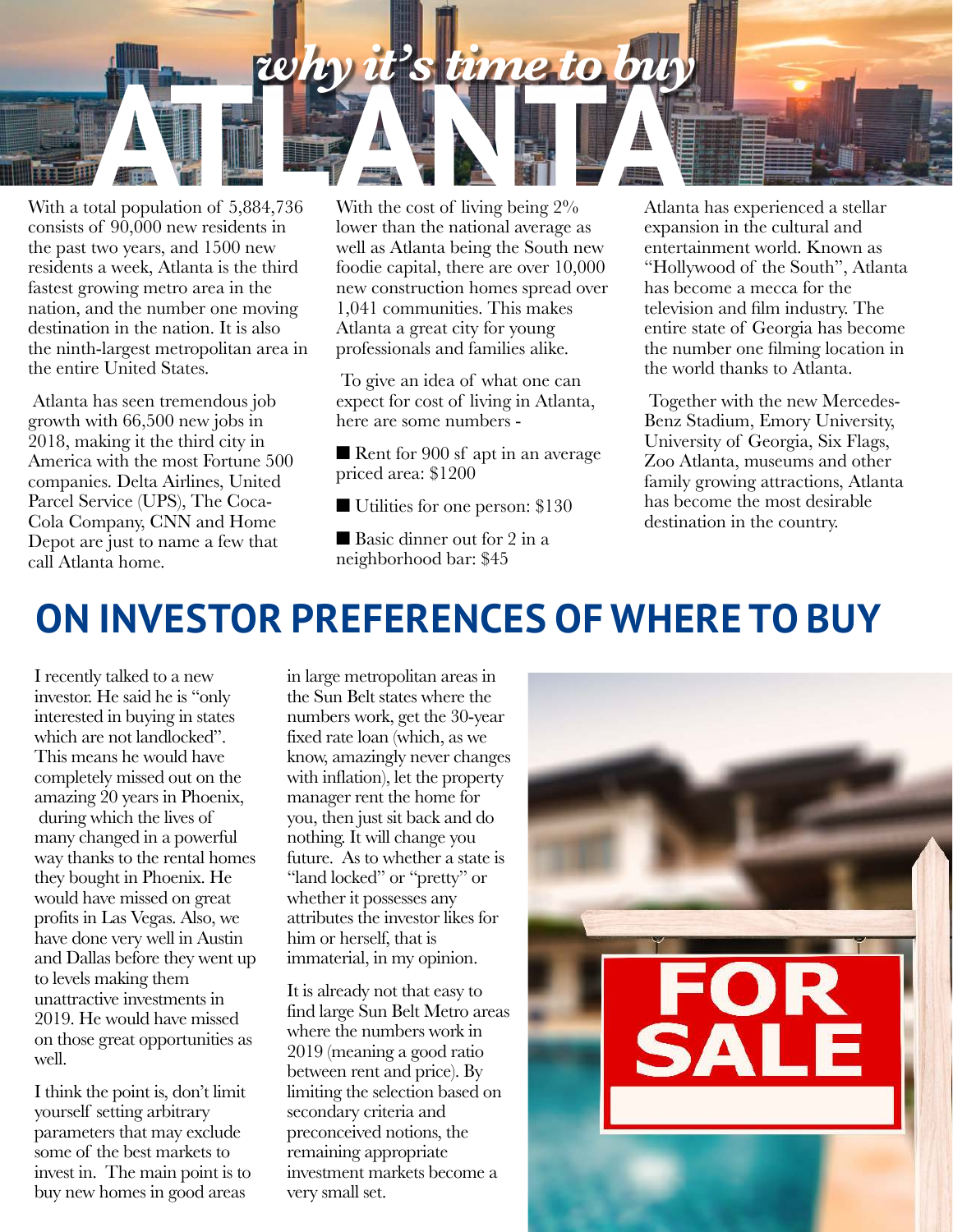# *why it's time to buy* ATLANTA

With a total population of 5,884,736 consists of 90,000 new residents in the past two years, and 1500 new residents a week, Atlanta is the third fastest growing metro area in the nation, and the number one moving destination in the nation. It is also the ninth-largest metropolitan area in the entire United States.

Atlanta has seen tremendous job growth with 66,500 new jobs in 2018, making it the third city in America with the most Fortune 500 companies. Delta Airlines, United Parcel Service (UPS), The Coca-Cola Company, CNN and Home Depot are just to name a few that call Atlanta home.

With the cost of living being 2% lower than the national average as well as Atlanta being the South new foodie capital, there are over 10,000 new construction homes spread over 1,041 communities. This makes Atlanta a great city for young professionals and families alike.

To give an idea of what one can expect for cost of living in Atlanta, here are some numbers -

- Rent for 900 sf apt in an average priced area: $1200
- Utilities for one person: $130
- Basic dinner out for 2 in a neighborhood bar: $45

Atlanta has experienced a stellar expansion in the cultural and entertainment world. Known as "Hollywood of the South", Atlanta has become a mecca for the television and film industry. The entire state of Georgia has become the number one filming location in the world thanks to Atlanta.

Together with the new Mercedes-Benz Stadium, Emory University, University of Georgia, Six Flags, Zoo Atlanta, museums and other family growing attractions, Atlanta has become the most desirable destination in the country.

# ON INVESTOR PREFERENCES OF WHERE TO BUY

I recently talked to a new investor. He said he is "only interested in buying in states which are not landlocked". This means he would have completely missed out on the amazing 20 years in Phoenix, during which the lives of many changed in a powerful way thanks to the rental homes they bought in Phoenix. He would have missed on great profits in Las Vegas. Also, we have done very well in Austin and Dallas before they went up to levels making them unattractive investments in 2019. He would have missed on those great opportunities as well.

I think the point is, don't limit yourself setting arbitrary parameters that may exclude some of the best markets to invest in. The main point is to buy new homes in good areas in large metropolitan areas in the Sun Belt states where the numbers work, get the 30-year fixed rate loan (which, as we know, amazingly never changes with inflation), let the property manager rent the home for you, then just sit back and do nothing. It will change you future. As to whether a state is "land locked" or "pretty" or whether it possesses any attributes the investor likes for him or herself, that is immaterial, in my opinion.

It is already not that easy to find large Sun Belt Metro areas where the numbers work in 2019 (meaning a good ratio between rent and price). By limiting the selection based on secondary criteria and preconceived notions, the remaining appropriate investment markets become a very small set.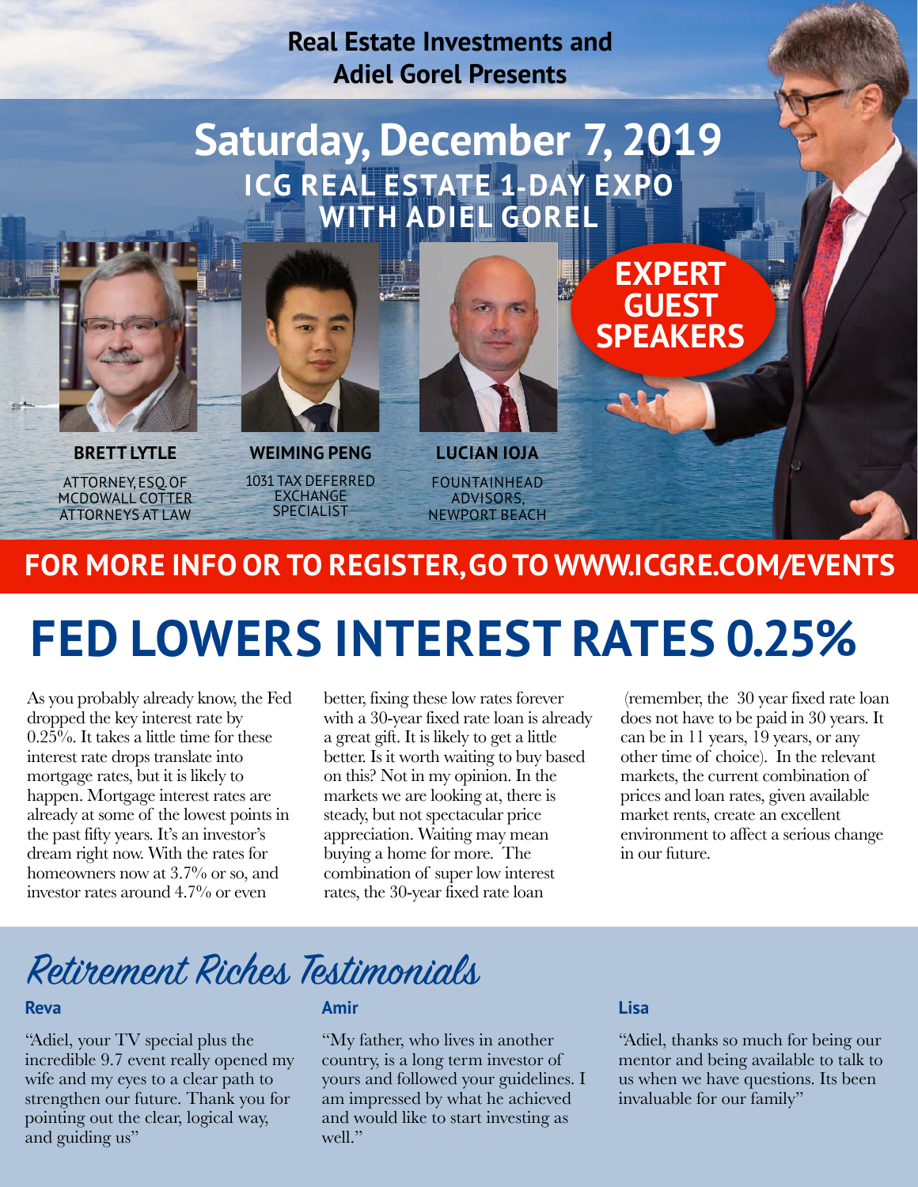Real Estate Investments and Adiel Gorel Presents

# Saturday, December 7, 2019

## ICG REAL ESTATE 1-DAY EXPO WITH ADIEL GOREL

**EXPERT GUEST SPEAKERS**

**BRETT LYTLE**
ATTORNEY, ESQ. OF MCDOWALL COTTER ATTORNEYS AT LAW

**WEIMING PENG**
1031 TAX DEFERRED EXCHANGE SPECIALIST

**LUCIAN IOJA**
FOUNTAINHEAD ADVISORS, NEWPORT BEACH

**FOR MORE INFO OR TO REGISTER, GO TO WWW.ICGRE.COM/EVENTS**

# FED LOWERS INTEREST RATES 0.25%

As you probably already know, the Fed dropped the key interest rate by 0.25%. It takes a little time for these interest rate drops translate into mortgage rates, but it is likely to happen. Mortgage interest rates are already at some of the lowest points in the past fifty years. It's an investor's dream right now. With the rates for homeowners now at 3.7% or so, and investor rates around 4.7% or even better, fixing these low rates forever with a 30-year fixed rate loan is already a great gift. It is likely to get a little better. Is it worth waiting to buy based on this? Not in my opinion. In the markets we are looking at, there is steady, but not spectacular price appreciation. Waiting may mean buying a home for more. The combination of super low interest rates, the 30-year fixed rate loan (remember, the 30 year fixed rate loan does not have to be paid in 30 years. It can be in 11 years, 19 years, or any other time of choice). In the relevant markets, the current combination of prices and loan rates, given available market rents, create an excellent environment to affect a serious change in our future.

## *Retirement Riches Testimonials*

**Reva**

"Adiel, your TV special plus the incredible 9.7 event really opened my wife and my eyes to a clear path to strengthen our future. Thank you for pointing out the clear, logical way, and guiding us"

**Amir**

"My father, who lives in another country, is a long term investor of yours and followed your guidelines. I am impressed by what he achieved and would like to start investing as well."

**Lisa**

"Adiel, thanks so much for being our mentor and being available to talk to us when we have questions. Its been invaluable for our family"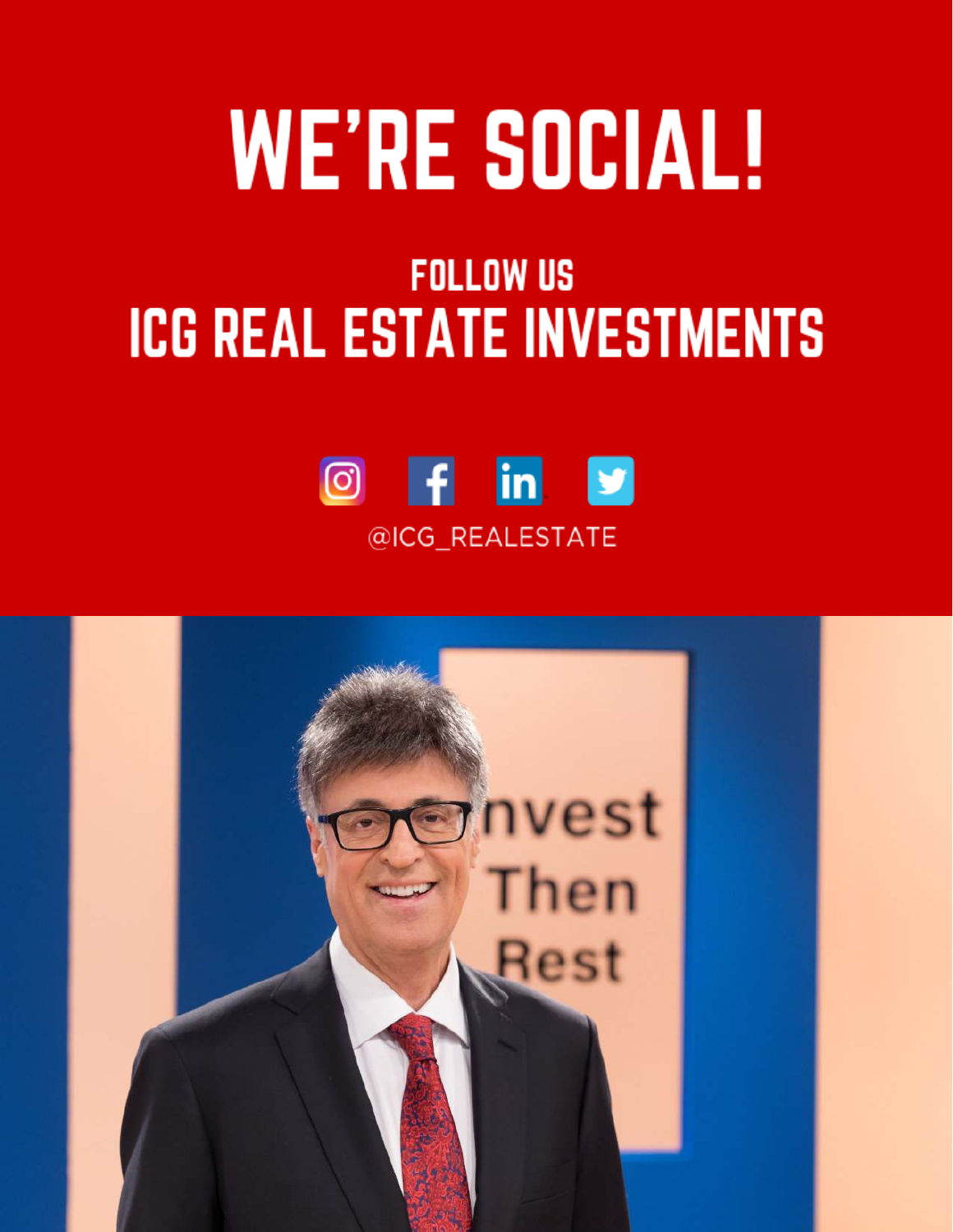# WE'RE SOCIAL!

## FOLLOW US
## ICG REAL ESTATE INVESTMENTS

@ICG_REALESTATE